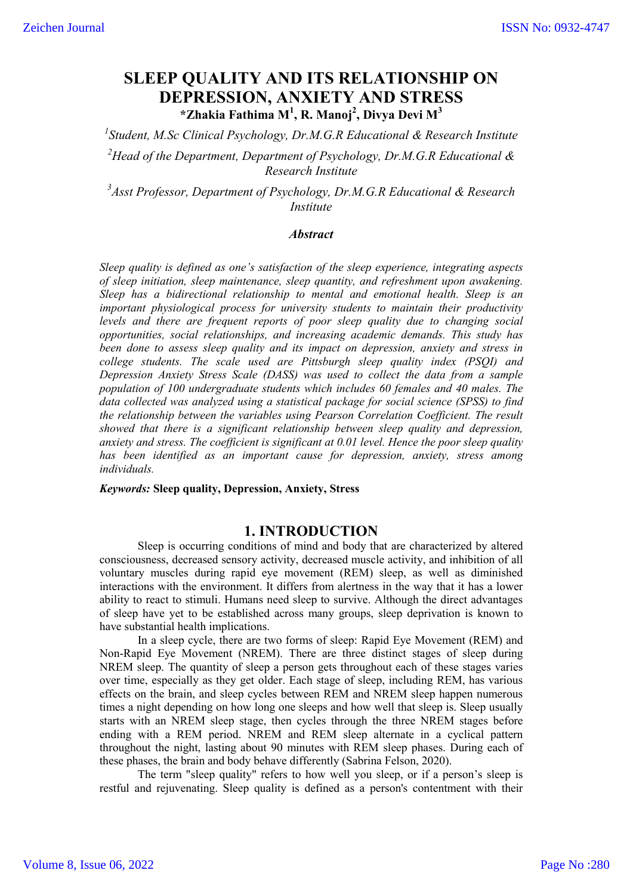# SLEEP QUALITY AND ITS RELATIONSHIP ON DEPRESSION, ANXIETY AND STRESS

**\*Zhakia Fathima M[1], R. Manoj[2], Divya Devi M[3]**

[1]*Student, M.Sc Clinical Psychology, Dr.M.G.R Educational & Research Institute*

[2]*Head of the Department, Department of Psychology, Dr.M.G.R Educational & Research Institute*

[3]*Asst Professor, Department of Psychology, Dr.M.G.R Educational & Research Institute*

### *Abstract*

*Sleep quality is defined as one's satisfaction of the sleep experience, integrating aspects of sleep initiation, sleep maintenance, sleep quantity, and refreshment upon awakening. Sleep has a bidirectional relationship to mental and emotional health. Sleep is an important physiological process for university students to maintain their productivity levels and there are frequent reports of poor sleep quality due to changing social opportunities, social relationships, and increasing academic demands. This study has been done to assess sleep quality and its impact on depression, anxiety and stress in college students. The scale used are Pittsburgh sleep quality index (PSQI) and Depression Anxiety Stress Scale (DASS) was used to collect the data from a sample population of 100 undergraduate students which includes 60 females and 40 males. The data collected was analyzed using a statistical package for social science (SPSS) to find the relationship between the variables using Pearson Correlation Coefficient. The result showed that there is a significant relationship between sleep quality and depression, anxiety and stress. The coefficient is significant at 0.01 level. Hence the poor sleep quality has been identified as an important cause for depression, anxiety, stress among individuals.*

***Keywords:*** **Sleep quality, Depression, Anxiety, Stress**

## 1. INTRODUCTION

Sleep is occurring conditions of mind and body that are characterized by altered consciousness, decreased sensory activity, decreased muscle activity, and inhibition of all voluntary muscles during rapid eye movement (REM) sleep, as well as diminished interactions with the environment. It differs from alertness in the way that it has a lower ability to react to stimuli. Humans need sleep to survive. Although the direct advantages of sleep have yet to be established across many groups, sleep deprivation is known to have substantial health implications.

In a sleep cycle, there are two forms of sleep: Rapid Eye Movement (REM) and Non-Rapid Eye Movement (NREM). There are three distinct stages of sleep during NREM sleep. The quantity of sleep a person gets throughout each of these stages varies over time, especially as they get older. Each stage of sleep, including REM, has various effects on the brain, and sleep cycles between REM and NREM sleep happen numerous times a night depending on how long one sleeps and how well that sleep is. Sleep usually starts with an NREM sleep stage, then cycles through the three NREM stages before ending with a REM period. NREM and REM sleep alternate in a cyclical pattern throughout the night, lasting about 90 minutes with REM sleep phases. During each of these phases, the brain and body behave differently (Sabrina Felson, 2020).

The term "sleep quality" refers to how well you sleep, or if a person's sleep is restful and rejuvenating. Sleep quality is defined as a person's contentment with their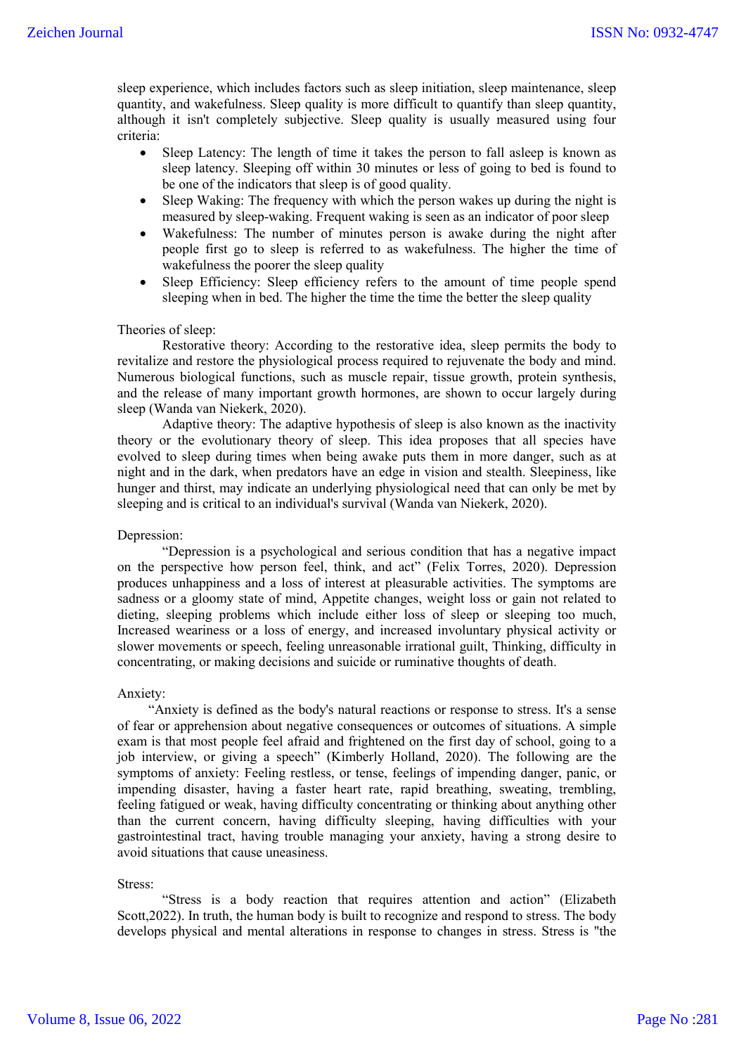sleep experience, which includes factors such as sleep initiation, sleep maintenance, sleep quantity, and wakefulness. Sleep quality is more difficult to quantify than sleep quantity, although it isn't completely subjective. Sleep quality is usually measured using four criteria:

- Sleep Latency: The length of time it takes the person to fall asleep is known as sleep latency. Sleeping off within 30 minutes or less of going to bed is found to be one of the indicators that sleep is of good quality.
- Sleep Waking: The frequency with which the person wakes up during the night is measured by sleep-waking. Frequent waking is seen as an indicator of poor sleep
- Wakefulness: The number of minutes person is awake during the night after people first go to sleep is referred to as wakefulness. The higher the time of wakefulness the poorer the sleep quality
- Sleep Efficiency: Sleep efficiency refers to the amount of time people spend sleeping when in bed. The higher the time the time the better the sleep quality

Theories of sleep:

Restorative theory: According to the restorative idea, sleep permits the body to revitalize and restore the physiological process required to rejuvenate the body and mind. Numerous biological functions, such as muscle repair, tissue growth, protein synthesis, and the release of many important growth hormones, are shown to occur largely during sleep (Wanda van Niekerk, 2020).

Adaptive theory: The adaptive hypothesis of sleep is also known as the inactivity theory or the evolutionary theory of sleep. This idea proposes that all species have evolved to sleep during times when being awake puts them in more danger, such as at night and in the dark, when predators have an edge in vision and stealth. Sleepiness, like hunger and thirst, may indicate an underlying physiological need that can only be met by sleeping and is critical to an individual's survival (Wanda van Niekerk, 2020).

Depression:

"Depression is a psychological and serious condition that has a negative impact on the perspective how person feel, think, and act" (Felix Torres, 2020). Depression produces unhappiness and a loss of interest at pleasurable activities. The symptoms are sadness or a gloomy state of mind, Appetite changes, weight loss or gain not related to dieting, sleeping problems which include either loss of sleep or sleeping too much, Increased weariness or a loss of energy, and increased involuntary physical activity or slower movements or speech, feeling unreasonable irrational guilt, Thinking, difficulty in concentrating, or making decisions and suicide or ruminative thoughts of death.

Anxiety:

"Anxiety is defined as the body's natural reactions or response to stress. It's a sense of fear or apprehension about negative consequences or outcomes of situations. A simple exam is that most people feel afraid and frightened on the first day of school, going to a job interview, or giving a speech" (Kimberly Holland, 2020). The following are the symptoms of anxiety: Feeling restless, or tense, feelings of impending danger, panic, or impending disaster, having a faster heart rate, rapid breathing, sweating, trembling, feeling fatigued or weak, having difficulty concentrating or thinking about anything other than the current concern, having difficulty sleeping, having difficulties with your gastrointestinal tract, having trouble managing your anxiety, having a strong desire to avoid situations that cause uneasiness.

Stress:

"Stress is a body reaction that requires attention and action" (Elizabeth Scott,2022). In truth, the human body is built to recognize and respond to stress. The body develops physical and mental alterations in response to changes in stress. Stress is "the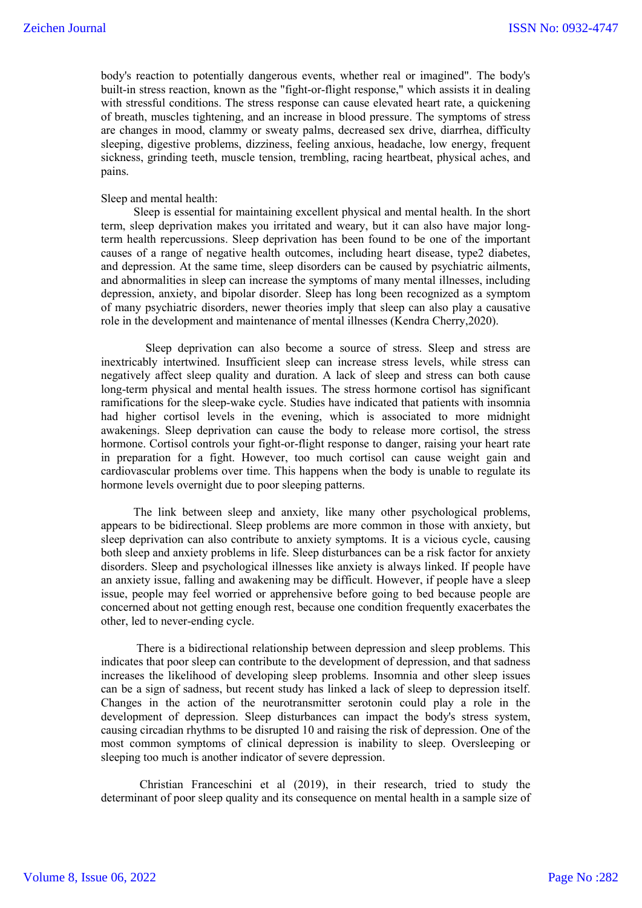body's reaction to potentially dangerous events, whether real or imagined". The body's built-in stress reaction, known as the "fight-or-flight response," which assists it in dealing with stressful conditions. The stress response can cause elevated heart rate, a quickening of breath, muscles tightening, and an increase in blood pressure. The symptoms of stress are changes in mood, clammy or sweaty palms, decreased sex drive, diarrhea, difficulty sleeping, digestive problems, dizziness, feeling anxious, headache, low energy, frequent sickness, grinding teeth, muscle tension, trembling, racing heartbeat, physical aches, and pains.

Sleep and mental health:

Sleep is essential for maintaining excellent physical and mental health. In the short term, sleep deprivation makes you irritated and weary, but it can also have major long-term health repercussions. Sleep deprivation has been found to be one of the important causes of a range of negative health outcomes, including heart disease, type2 diabetes, and depression. At the same time, sleep disorders can be caused by psychiatric ailments, and abnormalities in sleep can increase the symptoms of many mental illnesses, including depression, anxiety, and bipolar disorder. Sleep has long been recognized as a symptom of many psychiatric disorders, newer theories imply that sleep can also play a causative role in the development and maintenance of mental illnesses (Kendra Cherry,2020).

Sleep deprivation can also become a source of stress. Sleep and stress are inextricably intertwined. Insufficient sleep can increase stress levels, while stress can negatively affect sleep quality and duration. A lack of sleep and stress can both cause long-term physical and mental health issues. The stress hormone cortisol has significant ramifications for the sleep-wake cycle. Studies have indicated that patients with insomnia had higher cortisol levels in the evening, which is associated to more midnight awakenings. Sleep deprivation can cause the body to release more cortisol, the stress hormone. Cortisol controls your fight-or-flight response to danger, raising your heart rate in preparation for a fight. However, too much cortisol can cause weight gain and cardiovascular problems over time. This happens when the body is unable to regulate its hormone levels overnight due to poor sleeping patterns.

The link between sleep and anxiety, like many other psychological problems, appears to be bidirectional. Sleep problems are more common in those with anxiety, but sleep deprivation can also contribute to anxiety symptoms. It is a vicious cycle, causing both sleep and anxiety problems in life. Sleep disturbances can be a risk factor for anxiety disorders. Sleep and psychological illnesses like anxiety is always linked. If people have an anxiety issue, falling and awakening may be difficult. However, if people have a sleep issue, people may feel worried or apprehensive before going to bed because people are concerned about not getting enough rest, because one condition frequently exacerbates the other, led to never-ending cycle.

There is a bidirectional relationship between depression and sleep problems. This indicates that poor sleep can contribute to the development of depression, and that sadness increases the likelihood of developing sleep problems. Insomnia and other sleep issues can be a sign of sadness, but recent study has linked a lack of sleep to depression itself. Changes in the action of the neurotransmitter serotonin could play a role in the development of depression. Sleep disturbances can impact the body's stress system, causing circadian rhythms to be disrupted 10 and raising the risk of depression. One of the most common symptoms of clinical depression is inability to sleep. Oversleeping or sleeping too much is another indicator of severe depression.

Christian Franceschini et al (2019), in their research, tried to study the determinant of poor sleep quality and its consequence on mental health in a sample size of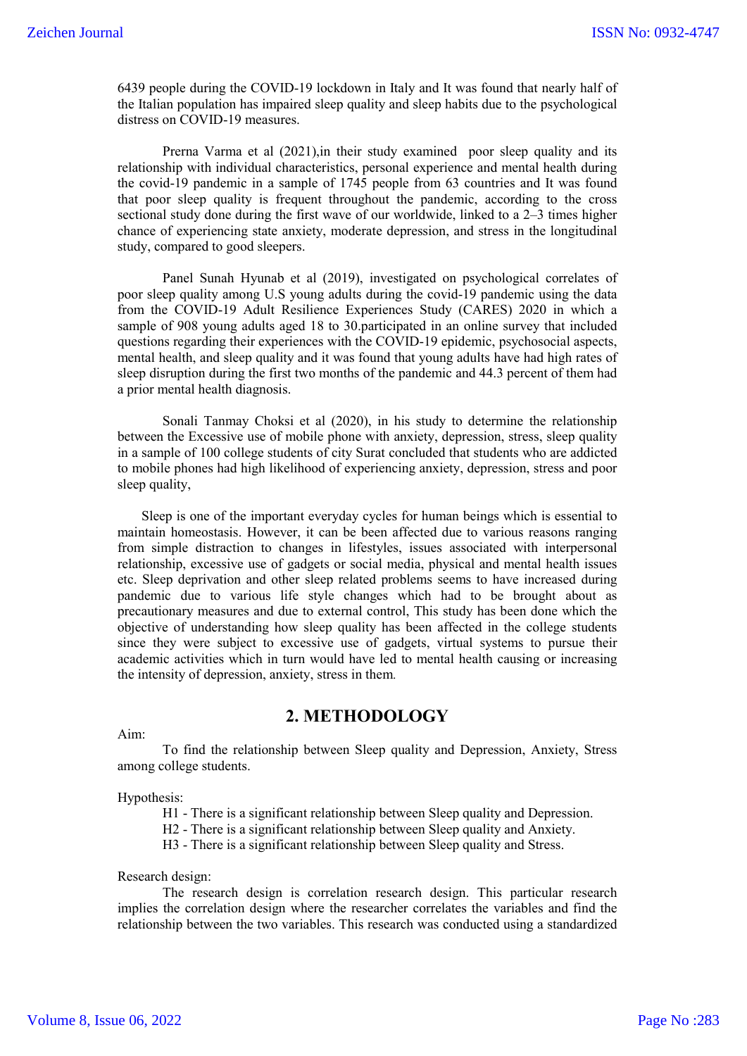6439 people during the COVID-19 lockdown in Italy and It was found that nearly half of the Italian population has impaired sleep quality and sleep habits due to the psychological distress on COVID-19 measures.

Prerna Varma et al (2021),in their study examined poor sleep quality and its relationship with individual characteristics, personal experience and mental health during the covid-19 pandemic in a sample of 1745 people from 63 countries and It was found that poor sleep quality is frequent throughout the pandemic, according to the cross sectional study done during the first wave of our worldwide, linked to a 2–3 times higher chance of experiencing state anxiety, moderate depression, and stress in the longitudinal study, compared to good sleepers.

Panel Sunah Hyunab et al (2019), investigated on psychological correlates of poor sleep quality among U.S young adults during the covid-19 pandemic using the data from the COVID-19 Adult Resilience Experiences Study (CARES) 2020 in which a sample of 908 young adults aged 18 to 30.participated in an online survey that included questions regarding their experiences with the COVID-19 epidemic, psychosocial aspects, mental health, and sleep quality and it was found that young adults have had high rates of sleep disruption during the first two months of the pandemic and 44.3 percent of them had a prior mental health diagnosis.

Sonali Tanmay Choksi et al (2020), in his study to determine the relationship between the Excessive use of mobile phone with anxiety, depression, stress, sleep quality in a sample of 100 college students of city Surat concluded that students who are addicted to mobile phones had high likelihood of experiencing anxiety, depression, stress and poor sleep quality,

Sleep is one of the important everyday cycles for human beings which is essential to maintain homeostasis. However, it can be been affected due to various reasons ranging from simple distraction to changes in lifestyles, issues associated with interpersonal relationship, excessive use of gadgets or social media, physical and mental health issues etc. Sleep deprivation and other sleep related problems seems to have increased during pandemic due to various life style changes which had to be brought about as precautionary measures and due to external control, This study has been done which the objective of understanding how sleep quality has been affected in the college students since they were subject to excessive use of gadgets, virtual systems to pursue their academic activities which in turn would have led to mental health causing or increasing the intensity of depression, anxiety, stress in them.

## 2. METHODOLOGY

Aim:

To find the relationship between Sleep quality and Depression, Anxiety, Stress among college students.

Hypothesis:

H1 - There is a significant relationship between Sleep quality and Depression.
H2 - There is a significant relationship between Sleep quality and Anxiety.
H3 - There is a significant relationship between Sleep quality and Stress.

Research design:

The research design is correlation research design. This particular research implies the correlation design where the researcher correlates the variables and find the relationship between the two variables. This research was conducted using a standardized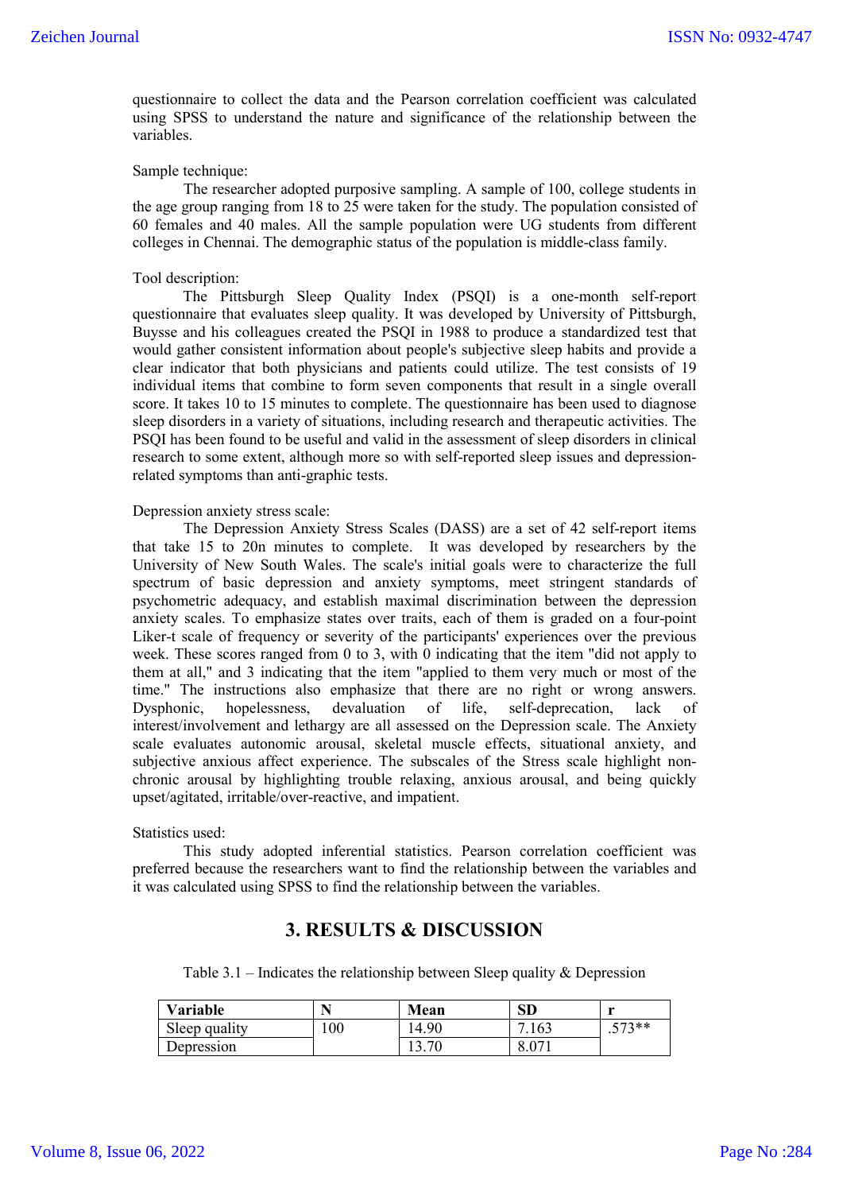questionnaire to collect the data and the Pearson correlation coefficient was calculated using SPSS to understand the nature and significance of the relationship between the variables.

Sample technique:

The researcher adopted purposive sampling. A sample of 100, college students in the age group ranging from 18 to 25 were taken for the study. The population consisted of 60 females and 40 males. All the sample population were UG students from different colleges in Chennai. The demographic status of the population is middle-class family.

Tool description:

The Pittsburgh Sleep Quality Index (PSQI) is a one-month self-report questionnaire that evaluates sleep quality. It was developed by University of Pittsburgh, Buysse and his colleagues created the PSQI in 1988 to produce a standardized test that would gather consistent information about people's subjective sleep habits and provide a clear indicator that both physicians and patients could utilize. The test consists of 19 individual items that combine to form seven components that result in a single overall score. It takes 10 to 15 minutes to complete. The questionnaire has been used to diagnose sleep disorders in a variety of situations, including research and therapeutic activities. The PSQI has been found to be useful and valid in the assessment of sleep disorders in clinical research to some extent, although more so with self-reported sleep issues and depression-related symptoms than anti-graphic tests.

Depression anxiety stress scale:

The Depression Anxiety Stress Scales (DASS) are a set of 42 self-report items that take 15 to 20n minutes to complete. It was developed by researchers by the University of New South Wales. The scale's initial goals were to characterize the full spectrum of basic depression and anxiety symptoms, meet stringent standards of psychometric adequacy, and establish maximal discrimination between the depression anxiety scales. To emphasize states over traits, each of them is graded on a four-point Liker-t scale of frequency or severity of the participants' experiences over the previous week. These scores ranged from 0 to 3, with 0 indicating that the item "did not apply to them at all," and 3 indicating that the item "applied to them very much or most of the time." The instructions also emphasize that there are no right or wrong answers. Dysphonic, hopelessness, devaluation of life, self-deprecation, lack of interest/involvement and lethargy are all assessed on the Depression scale. The Anxiety scale evaluates autonomic arousal, skeletal muscle effects, situational anxiety, and subjective anxious affect experience. The subscales of the Stress scale highlight non-chronic arousal by highlighting trouble relaxing, anxious arousal, and being quickly upset/agitated, irritable/over-reactive, and impatient.

Statistics used:

This study adopted inferential statistics. Pearson correlation coefficient was preferred because the researchers want to find the relationship between the variables and it was calculated using SPSS to find the relationship between the variables.

## 3. RESULTS & DISCUSSION

Table 3.1 – Indicates the relationship between Sleep quality & Depression

| Variable | N | Mean | SD | r |
|---|---|---|---|---|
| Sleep quality | 100 | 14.90 | 7.163 | .573** |
| Depression | | 13.70 | 8.071 | |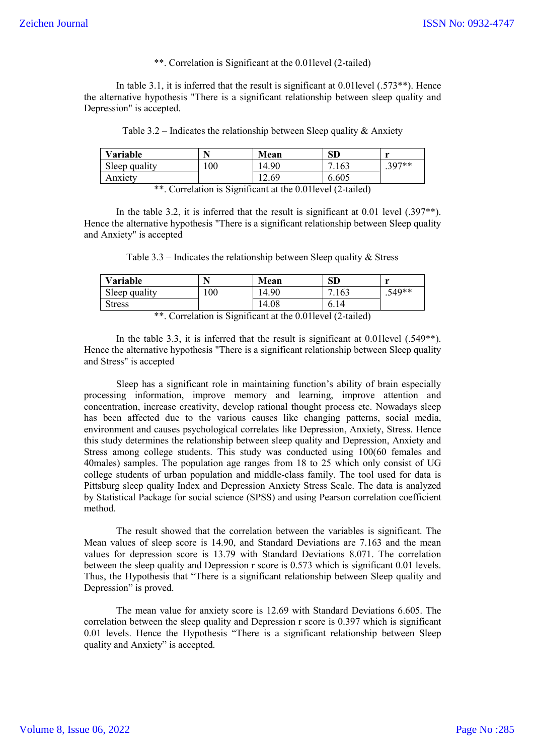**. Correlation is Significant at the 0.01level (2-tailed)

In table 3.1, it is inferred that the result is significant at 0.01level (.573**). Hence the alternative hypothesis "There is a significant relationship between sleep quality and Depression" is accepted.

Table 3.2 – Indicates the relationship between Sleep quality & Anxiety

| Variable | N | Mean | SD | r |
|---|---|---|---|---|
| Sleep quality | 100 | 14.90 | 7.163 | .397** |
| Anxiety | | 12.69 | 6.605 | |

**. Correlation is Significant at the 0.01level (2-tailed)

In the table 3.2, it is inferred that the result is significant at 0.01 level (.397**). Hence the alternative hypothesis "There is a significant relationship between Sleep quality and Anxiety" is accepted

Table 3.3 – Indicates the relationship between Sleep quality & Stress

| Variable | N | Mean | SD | r |
|---|---|---|---|---|
| Sleep quality | 100 | 14.90 | 7.163 | .549** |
| Stress | | 14.08 | 6.14 | |

**. Correlation is Significant at the 0.01level (2-tailed)

In the table 3.3, it is inferred that the result is significant at 0.01level (.549**). Hence the alternative hypothesis "There is a significant relationship between Sleep quality and Stress" is accepted

Sleep has a significant role in maintaining function's ability of brain especially processing information, improve memory and learning, improve attention and concentration, increase creativity, develop rational thought process etc. Nowadays sleep has been affected due to the various causes like changing patterns, social media, environment and causes psychological correlates like Depression, Anxiety, Stress. Hence this study determines the relationship between sleep quality and Depression, Anxiety and Stress among college students. This study was conducted using 100(60 females and 40males) samples. The population age ranges from 18 to 25 which only consist of UG college students of urban population and middle-class family. The tool used for data is Pittsburg sleep quality Index and Depression Anxiety Stress Scale. The data is analyzed by Statistical Package for social science (SPSS) and using Pearson correlation coefficient method.

The result showed that the correlation between the variables is significant. The Mean values of sleep score is 14.90, and Standard Deviations are 7.163 and the mean values for depression score is 13.79 with Standard Deviations 8.071. The correlation between the sleep quality and Depression r score is 0.573 which is significant 0.01 levels. Thus, the Hypothesis that "There is a significant relationship between Sleep quality and Depression" is proved.

The mean value for anxiety score is 12.69 with Standard Deviations 6.605. The correlation between the sleep quality and Depression r score is 0.397 which is significant 0.01 levels. Hence the Hypothesis "There is a significant relationship between Sleep quality and Anxiety" is accepted.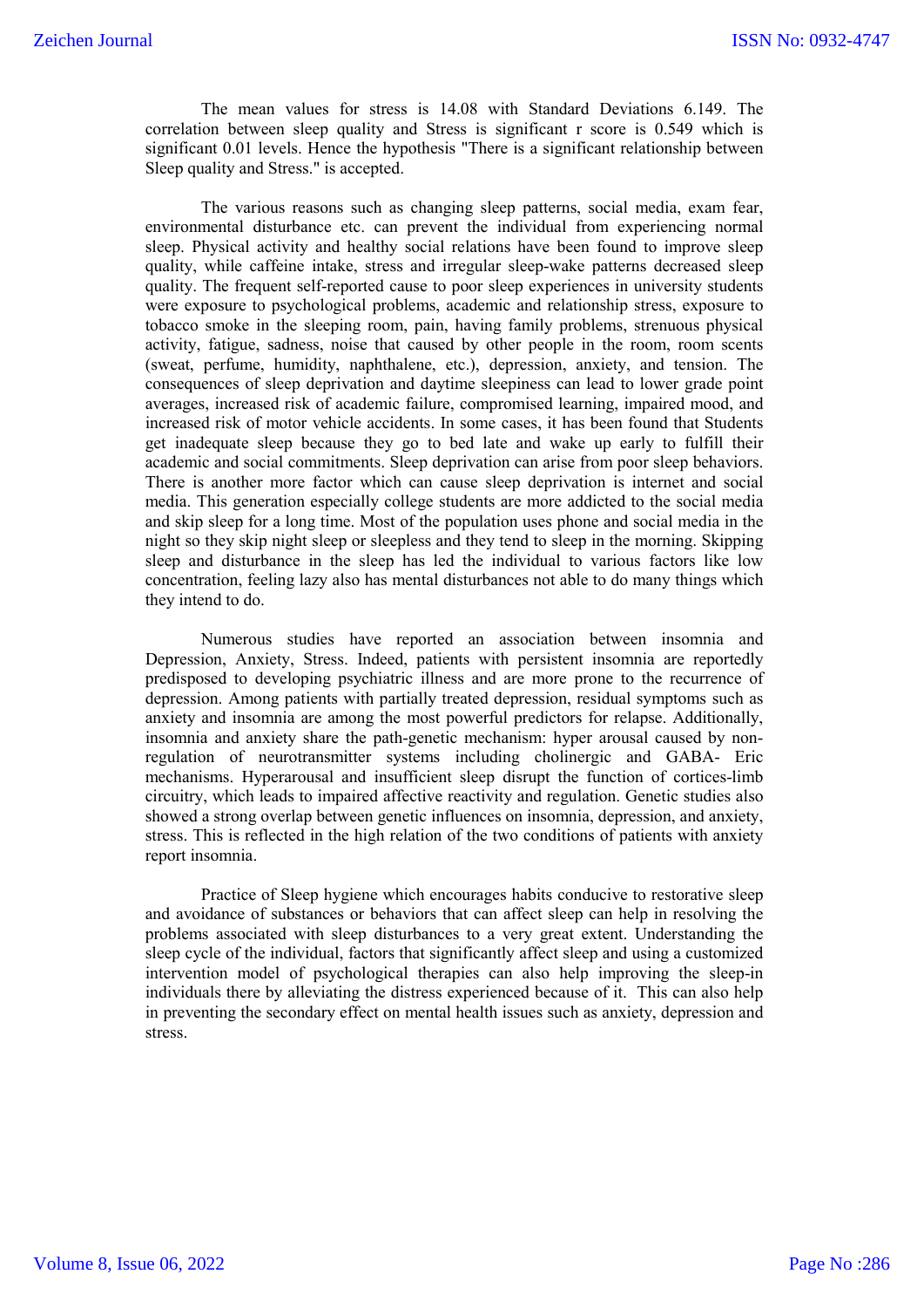The mean values for stress is 14.08 with Standard Deviations 6.149. The correlation between sleep quality and Stress is significant r score is 0.549 which is significant 0.01 levels. Hence the hypothesis "There is a significant relationship between Sleep quality and Stress." is accepted.

The various reasons such as changing sleep patterns, social media, exam fear, environmental disturbance etc. can prevent the individual from experiencing normal sleep. Physical activity and healthy social relations have been found to improve sleep quality, while caffeine intake, stress and irregular sleep-wake patterns decreased sleep quality. The frequent self-reported cause to poor sleep experiences in university students were exposure to psychological problems, academic and relationship stress, exposure to tobacco smoke in the sleeping room, pain, having family problems, strenuous physical activity, fatigue, sadness, noise that caused by other people in the room, room scents (sweat, perfume, humidity, naphthalene, etc.), depression, anxiety, and tension. The consequences of sleep deprivation and daytime sleepiness can lead to lower grade point averages, increased risk of academic failure, compromised learning, impaired mood, and increased risk of motor vehicle accidents. In some cases, it has been found that Students get inadequate sleep because they go to bed late and wake up early to fulfill their academic and social commitments. Sleep deprivation can arise from poor sleep behaviors. There is another more factor which can cause sleep deprivation is internet and social media. This generation especially college students are more addicted to the social media and skip sleep for a long time. Most of the population uses phone and social media in the night so they skip night sleep or sleepless and they tend to sleep in the morning. Skipping sleep and disturbance in the sleep has led the individual to various factors like low concentration, feeling lazy also has mental disturbances not able to do many things which they intend to do.

Numerous studies have reported an association between insomnia and Depression, Anxiety, Stress. Indeed, patients with persistent insomnia are reportedly predisposed to developing psychiatric illness and are more prone to the recurrence of depression. Among patients with partially treated depression, residual symptoms such as anxiety and insomnia are among the most powerful predictors for relapse. Additionally, insomnia and anxiety share the path-genetic mechanism: hyper arousal caused by non-regulation of neurotransmitter systems including cholinergic and GABA- Eric mechanisms. Hyperarousal and insufficient sleep disrupt the function of cortices-limb circuitry, which leads to impaired affective reactivity and regulation. Genetic studies also showed a strong overlap between genetic influences on insomnia, depression, and anxiety, stress. This is reflected in the high relation of the two conditions of patients with anxiety report insomnia.

Practice of Sleep hygiene which encourages habits conducive to restorative sleep and avoidance of substances or behaviors that can affect sleep can help in resolving the problems associated with sleep disturbances to a very great extent. Understanding the sleep cycle of the individual, factors that significantly affect sleep and using a customized intervention model of psychological therapies can also help improving the sleep-in individuals there by alleviating the distress experienced because of it. This can also help in preventing the secondary effect on mental health issues such as anxiety, depression and stress.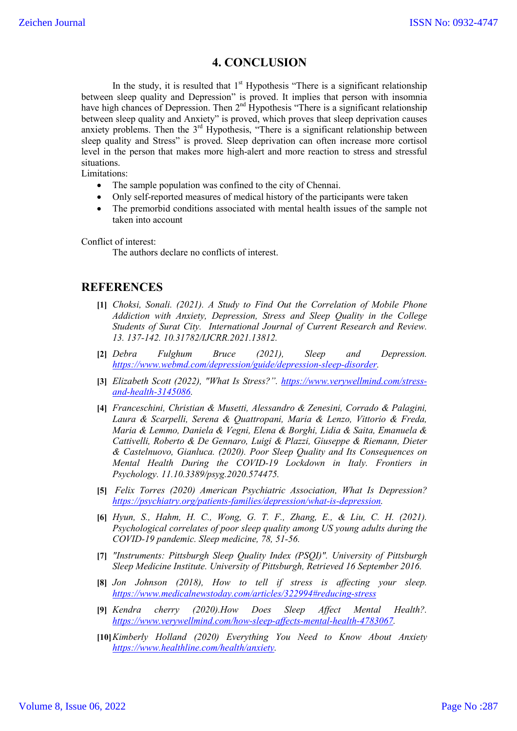# 4. CONCLUSION

In the study, it is resulted that 1st Hypothesis "There is a significant relationship between sleep quality and Depression" is proved. It implies that person with insomnia have high chances of Depression. Then 2nd Hypothesis "There is a significant relationship between sleep quality and Anxiety" is proved, which proves that sleep deprivation causes anxiety problems. Then the 3rd Hypothesis, "There is a significant relationship between sleep quality and Stress" is proved. Sleep deprivation can often increase more cortisol level in the person that makes more high-alert and more reaction to stress and stressful situations.

Limitations:

- The sample population was confined to the city of Chennai.
- Only self-reported measures of medical history of the participants were taken
- The premorbid conditions associated with mental health issues of the sample not taken into account

Conflict of interest:

The authors declare no conflicts of interest.

## REFERENCES

**[1]** *Choksi, Sonali. (2021). A Study to Find Out the Correlation of Mobile Phone Addiction with Anxiety, Depression, Stress and Sleep Quality in the College Students of Surat City. International Journal of Current Research and Review. 13. 137-142. 10.31782/IJCRR.2021.13812.*

**[2]** *Debra Fulghum Bruce (2021), Sleep and Depression. https://www.webmd.com/depression/guide/depression-sleep-disorder.*

**[3]** *Elizabeth Scott (2022), "What Is Stress?". https://www.verywellmind.com/stress-and-health-3145086.*

**[4]** *Franceschini, Christian & Musetti, Alessandro & Zenesini, Corrado & Palagini, Laura & Scarpelli, Serena & Quattropani, Maria & Lenzo, Vittorio & Freda, Maria & Lemmo, Daniela & Vegni, Elena & Borghi, Lidia & Saita, Emanuela & Cattivelli, Roberto & De Gennaro, Luigi & Plazzi, Giuseppe & Riemann, Dieter & Castelnuovo, Gianluca. (2020). Poor Sleep Quality and Its Consequences on Mental Health During the COVID-19 Lockdown in Italy. Frontiers in Psychology. 11.10.3389/psyg.2020.574475.*

**[5]** *Felix Torres (2020) American Psychiatric Association, What Is Depression? https://psychiatry.org/patients-families/depression/what-is-depression.*

**[6]** *Hyun, S., Hahm, H. C., Wong, G. T. F., Zhang, E., & Liu, C. H. (2021). Psychological correlates of poor sleep quality among US young adults during the COVID-19 pandemic. Sleep medicine, 78, 51-56.*

**[7]** *"Instruments: Pittsburgh Sleep Quality Index (PSQI)". University of Pittsburgh Sleep Medicine Institute. University of Pittsburgh, Retrieved 16 September 2016.*

**[8]** *Jon Johnson (2018), How to tell if stress is affecting your sleep. https://www.medicalnewstoday.com/articles/322994#reducing-stress*

**[9]** *Kendra cherry (2020).How Does Sleep Affect Mental Health?. https://www.verywellmind.com/how-sleep-affects-mental-health-4783067.*

**[10]** *Kimberly Holland (2020) Everything You Need to Know About Anxiety https://www.healthline.com/health/anxiety.*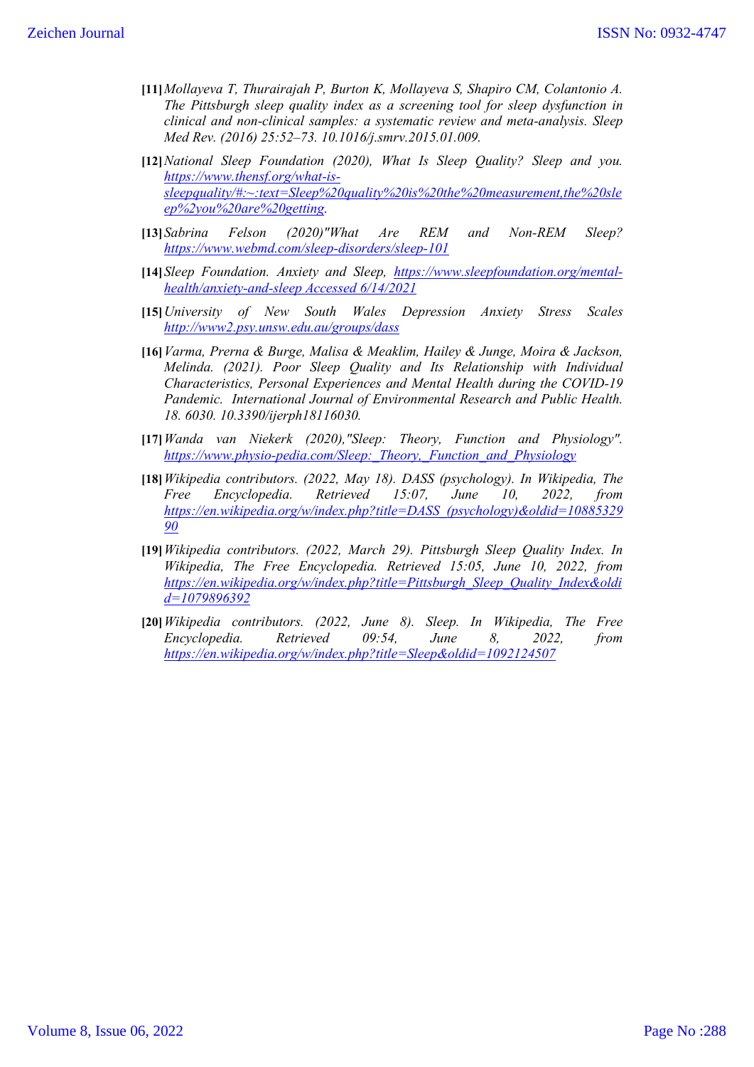[11] *Mollayeva T, Thurairajah P, Burton K, Mollayeva S, Shapiro CM, Colantonio A. The Pittsburgh sleep quality index as a screening tool for sleep dysfunction in clinical and non-clinical samples: a systematic review and meta-analysis. Sleep Med Rev. (2016) 25:52–73. 10.1016/j.smrv.2015.01.009.*

[12] *National Sleep Foundation (2020), What Is Sleep Quality? Sleep and you. [https://www.thensf.org/what-is-sleepquality/#:~:text=Sleep%20quality%20is%20the%20measurement,the%20sleep%2you%20are%20getting](https://www.thensf.org/what-is-sleepquality/#:~:text=Sleep%20quality%20is%20the%20measurement,the%20sleep%2you%20are%20getting).*

[13] *Sabrina Felson (2020)"What Are REM and Non-REM Sleep? [https://www.webmd.com/sleep-disorders/sleep-101](https://www.webmd.com/sleep-disorders/sleep-101)*

[14] *Sleep Foundation. Anxiety and Sleep, [https://www.sleepfoundation.org/mental-health/anxiety-and-sleep Accessed 6/14/2021](https://www.sleepfoundation.org/mental-health/anxiety-and-sleep)*

[15] *University of New South Wales Depression Anxiety Stress Scales [http://www2.psy.unsw.edu.au/groups/dass](http://www2.psy.unsw.edu.au/groups/dass)*

[16] *Varma, Prerna & Burge, Malisa & Meaklim, Hailey & Junge, Moira & Jackson, Melinda. (2021). Poor Sleep Quality and Its Relationship with Individual Characteristics, Personal Experiences and Mental Health during the COVID-19 Pandemic. International Journal of Environmental Research and Public Health. 18. 6030. 10.3390/ijerph18116030.*

[17] *Wanda van Niekerk (2020),"Sleep: Theory, Function and Physiology". [https://www.physio-pedia.com/Sleep:_Theory,_Function_and_Physiology](https://www.physio-pedia.com/Sleep:_Theory,_Function_and_Physiology)*

[18] *Wikipedia contributors. (2022, May 18). DASS (psychology). In Wikipedia, The Free Encyclopedia. Retrieved 15:07, June 10, 2022, from [https://en.wikipedia.org/w/index.php?title=DASS_(psychology)&oldid=1088532990](https://en.wikipedia.org/w/index.php?title=DASS_(psychology)&oldid=1088532990)*

[19] *Wikipedia contributors. (2022, March 29). Pittsburgh Sleep Quality Index. In Wikipedia, The Free Encyclopedia. Retrieved 15:05, June 10, 2022, from [https://en.wikipedia.org/w/index.php?title=Pittsburgh_Sleep_Quality_Index&oldid=1079896392](https://en.wikipedia.org/w/index.php?title=Pittsburgh_Sleep_Quality_Index&oldid=1079896392)*

[20] *Wikipedia contributors. (2022, June 8). Sleep. In Wikipedia, The Free Encyclopedia. Retrieved 09:54, June 8, 2022, from [https://en.wikipedia.org/w/index.php?title=Sleep&oldid=1092124507](https://en.wikipedia.org/w/index.php?title=Sleep&oldid=1092124507)*